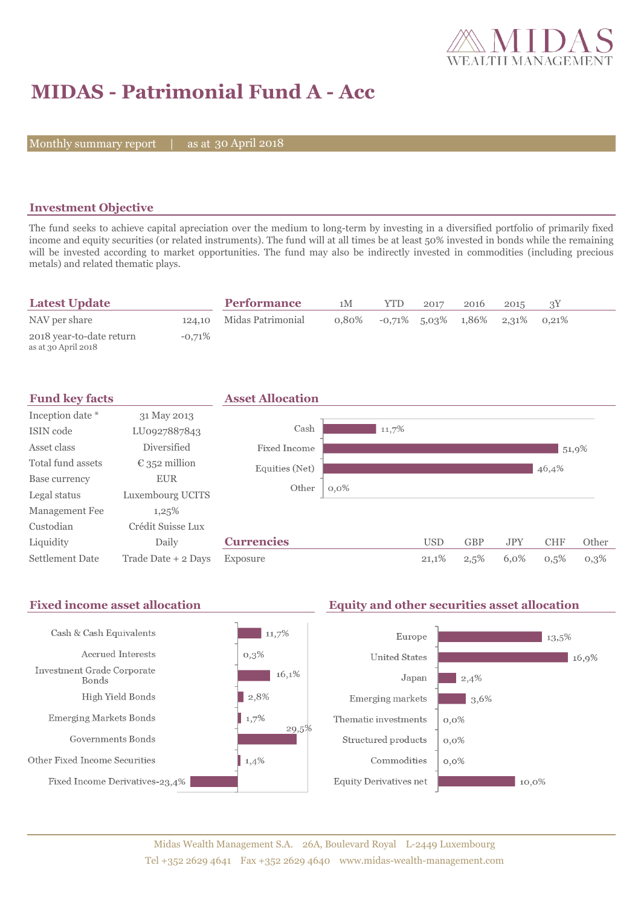# MIDAS - Patrimonial Fund A - Acc

Monthly summary report | as at 30 April 2018

## Investment Objective

The fund seeks to achieve capital apreciation over the medium to long-term by investing in a diversified portfolio of primarily fixed income and equity securities (or related instruments). The fund will at all times be at least 50% invested in bonds while the remaining will be invested according to market opportunities. The fund may also be indirectly invested in commodities (including precious metals) and related thematic plays.

## Latest Update

| | |
|---|---|
| NAV per share | 124,10 |
| 2018 year-to-date return (as at 30 April 2018) | -0,71% |

## Performance

| | 1M | YTD | 2017 | 2016 | 2015 | 3Y |
|---|---|---|---|---|---|---|
| Midas Patrimonial | 0,80% | -0,71% | 5,03% | 1,86% | 2,31% | 0,21% |

## Fund key facts

| | |
|---|---|
| Inception date * | 31 May 2013 |
| ISIN code | LU0927887843 |
| Asset class | Diversified |
| Total fund assets | € 352 million |
| Base currency | EUR |
| Legal status | Luxembourg UCITS |
| Management Fee | 1,25% |
| Custodian | Crédit Suisse Lux |
| Liquidity | Daily |
| Settlement Date | Trade Date + 2 Days |

## Asset Allocation

| | |
|---|---|
| Cash | 11,7% |
| Fixed Income | 51,9% |
| Equities (Net) | 46,4% |
| Other | 0,0% |

## Currencies

| | USD | GBP | JPY | CHF | Other |
|---|---|---|---|---|---|
| Exposure | 21,1% | 2,5% | 6,0% | 0,5% | 0,3% |

## Fixed income asset allocation

| | |
|---|---|
| Cash & Cash Equivalents | 11,7% |
| Accrued Interests | 0,3% |
| Investment Grade Corporate Bonds | 16,1% |
| High Yield Bonds | 2,8% |
| Emerging Markets Bonds | 1,7% |
| Governments Bonds | 29,5% |
| Other Fixed Income Securities | 1,4% |
| Fixed Income Derivatives | -23,4% |

## Equity and other securities asset allocation

| | |
|---|---|
| Europe | 13,5% |
| United States | 16,9% |
| Japan | 2,4% |
| Emerging markets | 3,6% |
| Thematic investments | 0,0% |
| Structured products | 0,0% |
| Commodities | 0,0% |
| Equity Derivatives net | 10,0% |

Midas Wealth Management S.A. 26A, Boulevard Royal L-2449 Luxembourg
Tel +352 2629 4641 Fax +352 2629 4640 www.midas-wealth-management.com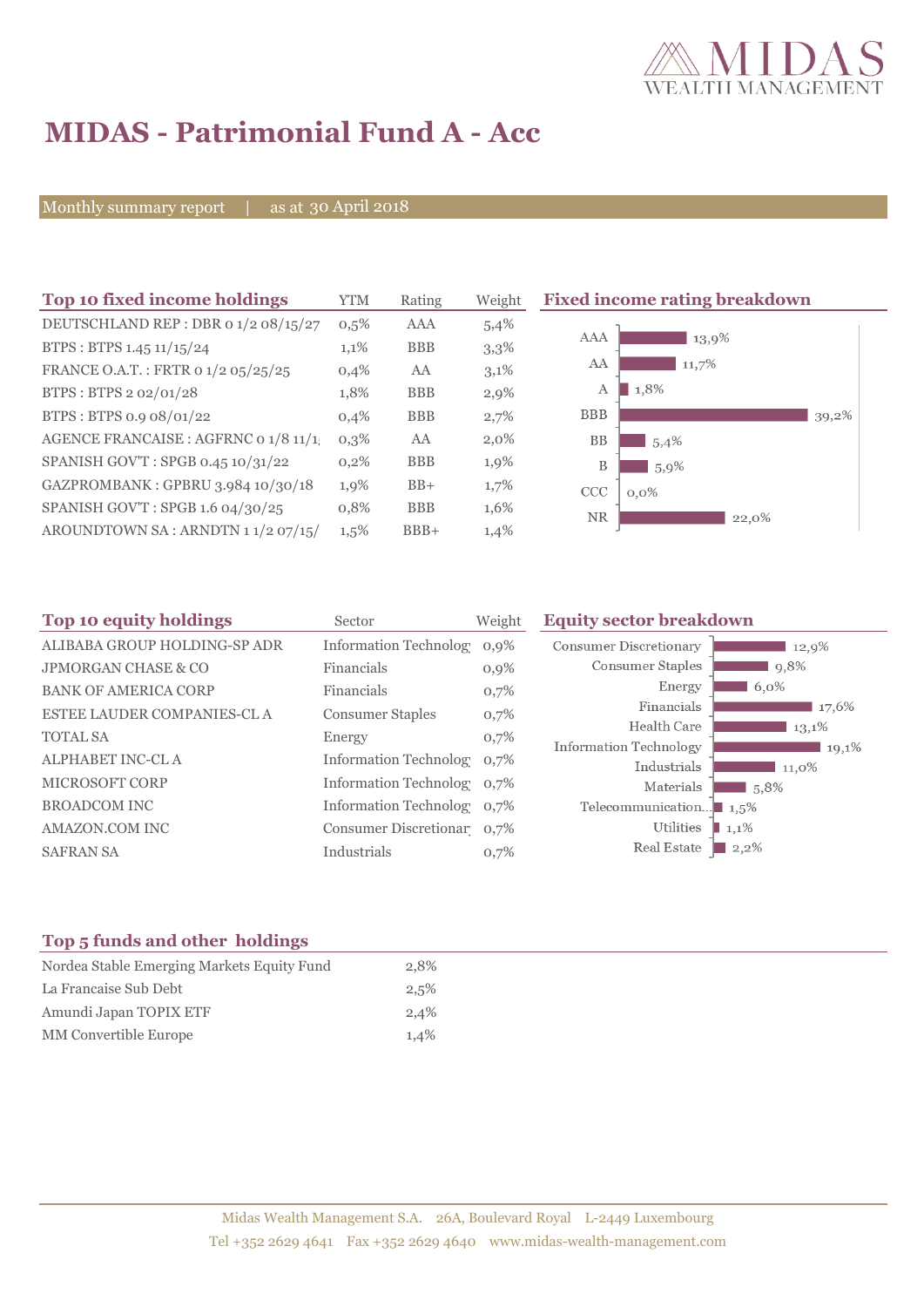# MIDAS - Patrimonial Fund A - Acc

Monthly summary report | as at 30 April 2018

## Top 10 fixed income holdings

| Top 10 fixed income holdings | YTM | Rating | Weight |
|---|---|---|---|
| DEUTSCHLAND REP : DBR 0 1/2 08/15/27 | 0,5% | AAA | 5,4% |
| BTPS : BTPS 1.45 11/15/24 | 1,1% | BBB | 3,3% |
| FRANCE O.A.T. : FRTR 0 1/2 05/25/25 | 0,4% | AA | 3,1% |
| BTPS : BTPS 2 02/01/28 | 1,8% | BBB | 2,9% |
| BTPS : BTPS 0.9 08/01/22 | 0,4% | BBB | 2,7% |
| AGENCE FRANCAISE : AGFRNC 0 1/8 11/1 | 0,3% | AA | 2,0% |
| SPANISH GOV'T : SPGB 0.45 10/31/22 | 0,2% | BBB | 1,9% |
| GAZPROMBANK : GPBRU 3.984 10/30/18 | 1,9% | BB+ | 1,7% |
| SPANISH GOV'T : SPGB 1.6 04/30/25 | 0,8% | BBB | 1,6% |
| AROUNDTOWN SA : ARNDTN 1 1/2 07/15/ | 1,5% | BBB+ | 1,4% |

## Fixed income rating breakdown

| Rating | Weight |
|---|---|
| AAA | 13,9% |
| AA | 11,7% |
| A | 1,8% |
| BBB | 39,2% |
| BB | 5,4% |
| B | 5,9% |
| CCC | 0,0% |
| NR | 22,0% |

## Top 10 equity holdings

| Top 10 equity holdings | Sector | Weight |
|---|---|---|
| ALIBABA GROUP HOLDING-SP ADR | Information Technolog | 0,9% |
| JPMORGAN CHASE & CO | Financials | 0,9% |
| BANK OF AMERICA CORP | Financials | 0,7% |
| ESTEE LAUDER COMPANIES-CL A | Consumer Staples | 0,7% |
| TOTAL SA | Energy | 0,7% |
| ALPHABET INC-CL A | Information Technolog | 0,7% |
| MICROSOFT CORP | Information Technolog | 0,7% |
| BROADCOM INC | Information Technolog | 0,7% |
| AMAZON.COM INC | Consumer Discretionar | 0,7% |
| SAFRAN SA | Industrials | 0,7% |

## Equity sector breakdown

| Sector | Weight |
|---|---|
| Consumer Discretionary | 12,9% |
| Consumer Staples | 9,8% |
| Energy | 6,0% |
| Financials | 17,6% |
| Health Care | 13,1% |
| Information Technology | 19,1% |
| Industrials | 11,0% |
| Materials | 5,8% |
| Telecommunication... | 1,5% |
| Utilities | 1,1% |
| Real Estate | 2,2% |

## Top 5 funds and other holdings

| Fund | Weight |
|---|---|
| Nordea Stable Emerging Markets Equity Fund | 2,8% |
| La Francaise Sub Debt | 2,5% |
| Amundi Japan TOPIX ETF | 2,4% |
| MM Convertible Europe | 1,4% |

Midas Wealth Management S.A. 26A, Boulevard Royal L-2449 Luxembourg
Tel +352 2629 4641 Fax +352 2629 4640 www.midas-wealth-management.com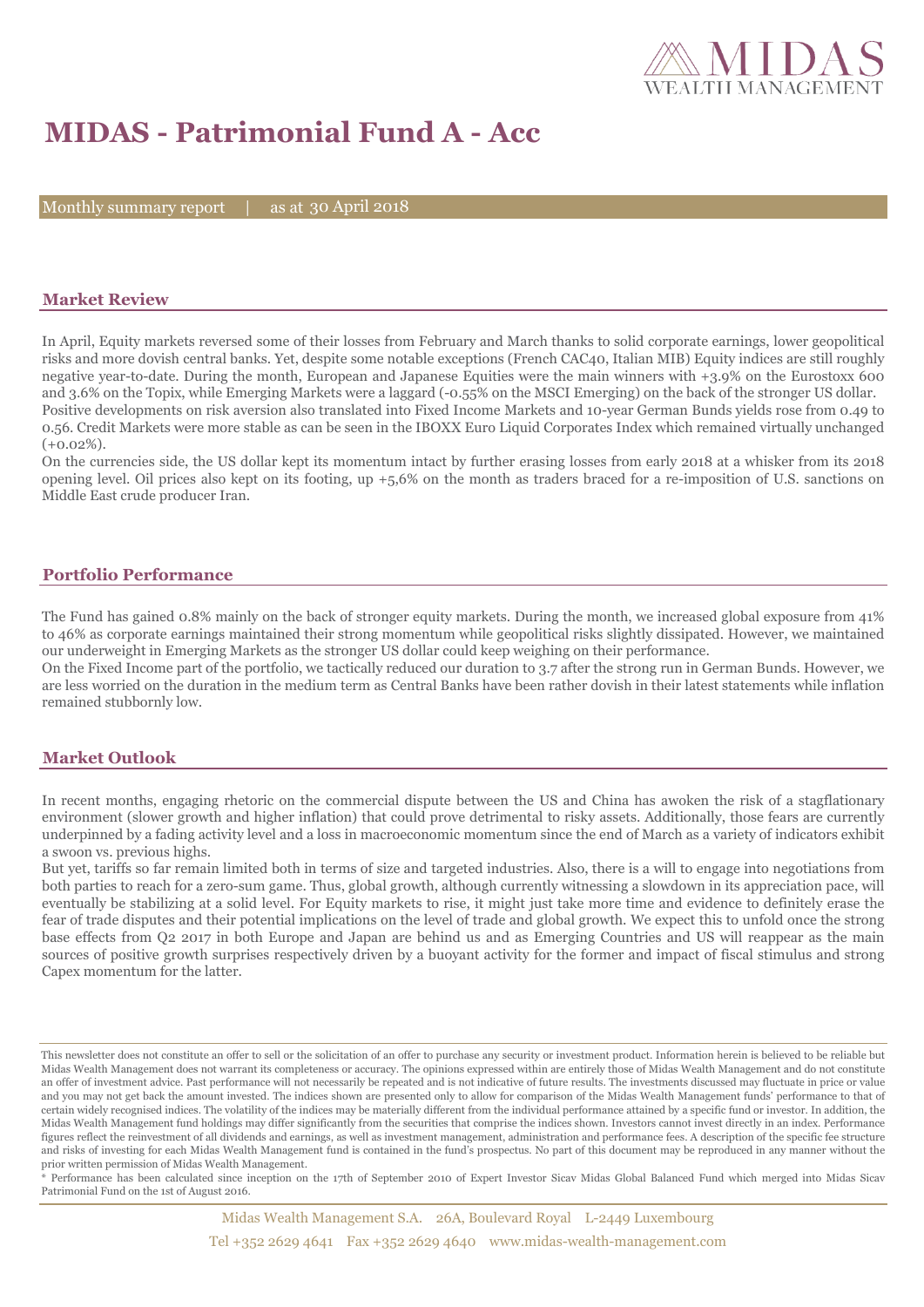# MIDAS - Patrimonial Fund A - Acc

Monthly summary report | as at 30 April 2018

## Market Review

In April, Equity markets reversed some of their losses from February and March thanks to solid corporate earnings, lower geopolitical risks and more dovish central banks. Yet, despite some notable exceptions (French CAC40, Italian MIB) Equity indices are still roughly negative year-to-date. During the month, European and Japanese Equities were the main winners with +3.9% on the Eurostoxx 600 and 3.6% on the Topix, while Emerging Markets were a laggard (-0.55% on the MSCI Emerging) on the back of the stronger US dollar. Positive developments on risk aversion also translated into Fixed Income Markets and 10-year German Bunds yields rose from 0.49 to 0.56. Credit Markets were more stable as can be seen in the IBOXX Euro Liquid Corporates Index which remained virtually unchanged (+0.02%).

On the currencies side, the US dollar kept its momentum intact by further erasing losses from early 2018 at a whisker from its 2018 opening level. Oil prices also kept on its footing, up +5,6% on the month as traders braced for a re-imposition of U.S. sanctions on Middle East crude producer Iran.

## Portfolio Performance

The Fund has gained 0.8% mainly on the back of stronger equity markets. During the month, we increased global exposure from 41% to 46% as corporate earnings maintained their strong momentum while geopolitical risks slightly dissipated. However, we maintained our underweight in Emerging Markets as the stronger US dollar could keep weighing on their performance.

On the Fixed Income part of the portfolio, we tactically reduced our duration to 3.7 after the strong run in German Bunds. However, we are less worried on the duration in the medium term as Central Banks have been rather dovish in their latest statements while inflation remained stubbornly low.

## Market Outlook

In recent months, engaging rhetoric on the commercial dispute between the US and China has awoken the risk of a stagflationary environment (slower growth and higher inflation) that could prove detrimental to risky assets. Additionally, those fears are currently underpinned by a fading activity level and a loss in macroeconomic momentum since the end of March as a variety of indicators exhibit a swoon vs. previous highs.

But yet, tariffs so far remain limited both in terms of size and targeted industries. Also, there is a will to engage into negotiations from both parties to reach for a zero-sum game. Thus, global growth, although currently witnessing a slowdown in its appreciation pace, will eventually be stabilizing at a solid level. For Equity markets to rise, it might just take more time and evidence to definitely erase the fear of trade disputes and their potential implications on the level of trade and global growth. We expect this to unfold once the strong base effects from Q2 2017 in both Europe and Japan are behind us and as Emerging Countries and US will reappear as the main sources of positive growth surprises respectively driven by a buoyant activity for the former and impact of fiscal stimulus and strong Capex momentum for the latter.

This newsletter does not constitute an offer to sell or the solicitation of an offer to purchase any security or investment product. Information herein is believed to be reliable but Midas Wealth Management does not warrant its completeness or accuracy. The opinions expressed within are entirely those of Midas Wealth Management and do not constitute an offer of investment advice. Past performance will not necessarily be repeated and is not indicative of future results. The investments discussed may fluctuate in price or value and you may not get back the amount invested. The indices shown are presented only to allow for comparison of the Midas Wealth Management funds' performance to that of certain widely recognised indices. The volatility of the indices may be materially different from the individual performance attained by a specific fund or investor. In addition, the Midas Wealth Management fund holdings may differ significantly from the securities that comprise the indices shown. Investors cannot invest directly in an index. Performance figures reflect the reinvestment of all dividends and earnings, as well as investment management, administration and performance fees. A description of the specific fee structure and risks of investing for each Midas Wealth Management fund is contained in the fund's prospectus. No part of this document may be reproduced in any manner without the prior written permission of Midas Wealth Management.

* Performance has been calculated since inception on the 17th of September 2010 of Expert Investor Sicav Midas Global Balanced Fund which merged into Midas Sicav Patrimonial Fund on the 1st of August 2016.

Midas Wealth Management S.A. 26A, Boulevard Royal L-2449 Luxembourg

Tel +352 2629 4641 Fax +352 2629 4640 www.midas-wealth-management.com